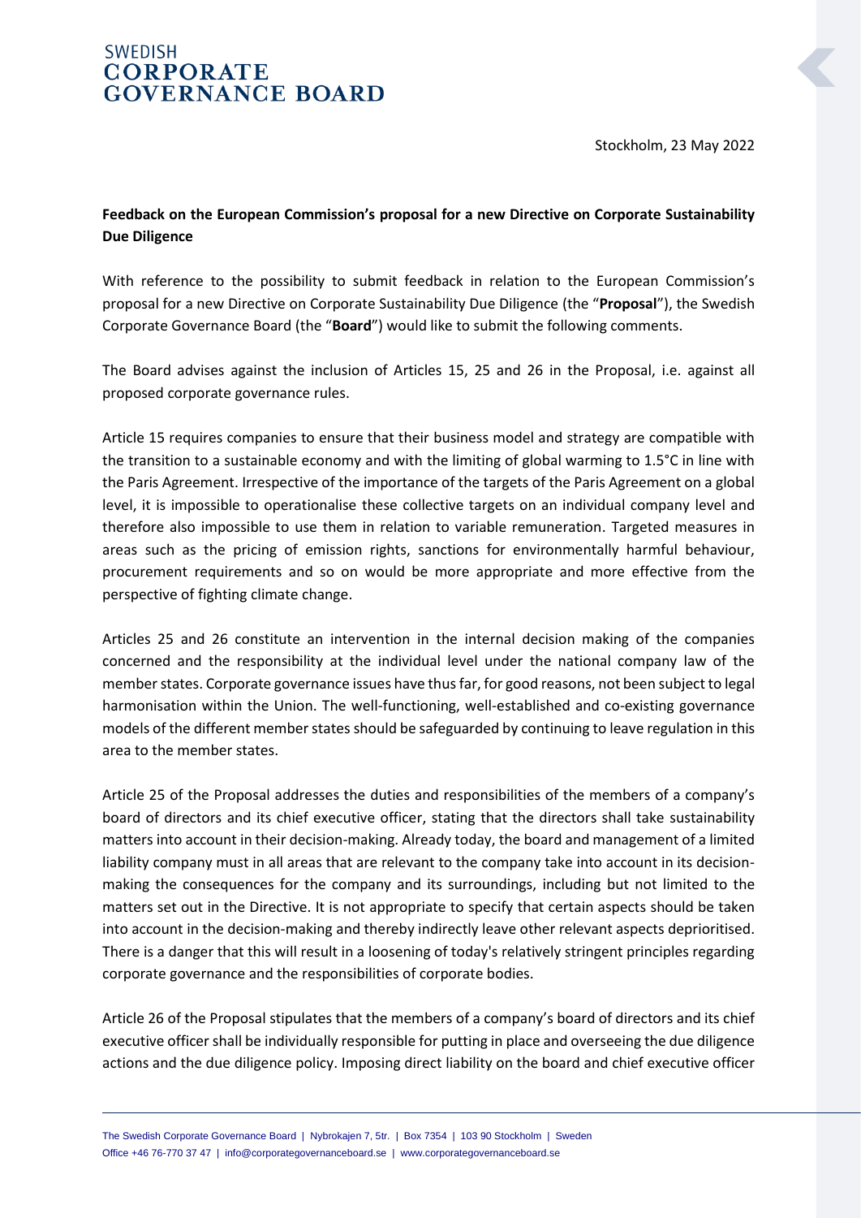SWEDISH
**CORPORATE GOVERNANCE BOARD**

Stockholm, 23 May 2022

**Feedback on the European Commission's proposal for a new Directive on Corporate Sustainability Due Diligence**

With reference to the possibility to submit feedback in relation to the European Commission's proposal for a new Directive on Corporate Sustainability Due Diligence (the "**Proposal**"), the Swedish Corporate Governance Board (the "**Board**") would like to submit the following comments.

The Board advises against the inclusion of Articles 15, 25 and 26 in the Proposal, i.e. against all proposed corporate governance rules.

Article 15 requires companies to ensure that their business model and strategy are compatible with the transition to a sustainable economy and with the limiting of global warming to 1.5°C in line with the Paris Agreement. Irrespective of the importance of the targets of the Paris Agreement on a global level, it is impossible to operationalise these collective targets on an individual company level and therefore also impossible to use them in relation to variable remuneration. Targeted measures in areas such as the pricing of emission rights, sanctions for environmentally harmful behaviour, procurement requirements and so on would be more appropriate and more effective from the perspective of fighting climate change.

Articles 25 and 26 constitute an intervention in the internal decision making of the companies concerned and the responsibility at the individual level under the national company law of the member states. Corporate governance issues have thus far, for good reasons, not been subject to legal harmonisation within the Union. The well-functioning, well-established and co-existing governance models of the different member states should be safeguarded by continuing to leave regulation in this area to the member states.

Article 25 of the Proposal addresses the duties and responsibilities of the members of a company's board of directors and its chief executive officer, stating that the directors shall take sustainability matters into account in their decision-making. Already today, the board and management of a limited liability company must in all areas that are relevant to the company take into account in its decision-making the consequences for the company and its surroundings, including but not limited to the matters set out in the Directive. It is not appropriate to specify that certain aspects should be taken into account in the decision-making and thereby indirectly leave other relevant aspects deprioritised. There is a danger that this will result in a loosening of today's relatively stringent principles regarding corporate governance and the responsibilities of corporate bodies.

Article 26 of the Proposal stipulates that the members of a company's board of directors and its chief executive officer shall be individually responsible for putting in place and overseeing the due diligence actions and the due diligence policy. Imposing direct liability on the board and chief executive officer

The Swedish Corporate Governance Board | Nybrokajen 7, 5tr. | Box 7354 | 103 90 Stockholm | Sweden
Office +46 76-770 37 47 | info@corporategovernanceboard.se | www.corporategovernanceboard.se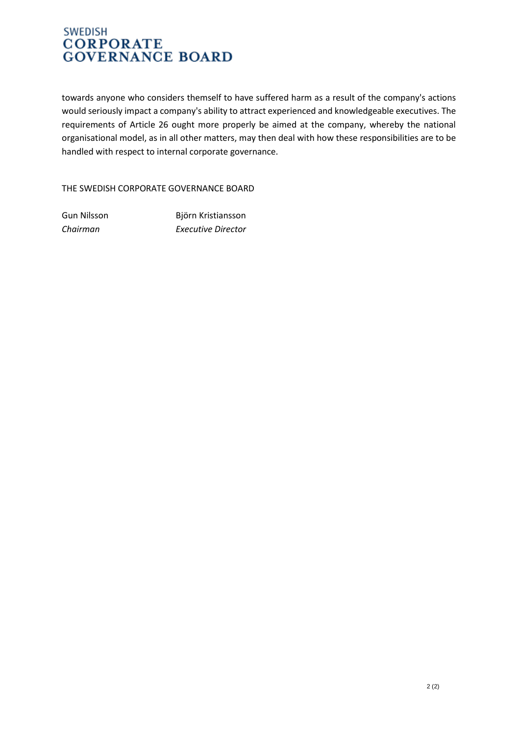towards anyone who considers themself to have suffered harm as a result of the company's actions would seriously impact a company's ability to attract experienced and knowledgeable executives. The requirements of Article 26 ought more properly be aimed at the company, whereby the national organisational model, as in all other matters, may then deal with how these responsibilities are to be handled with respect to internal corporate governance.

THE SWEDISH CORPORATE GOVERNANCE BOARD

| | |
|---|---|
| Gun Nilsson | Björn Kristiansson |
| *Chairman* | *Executive Director* |